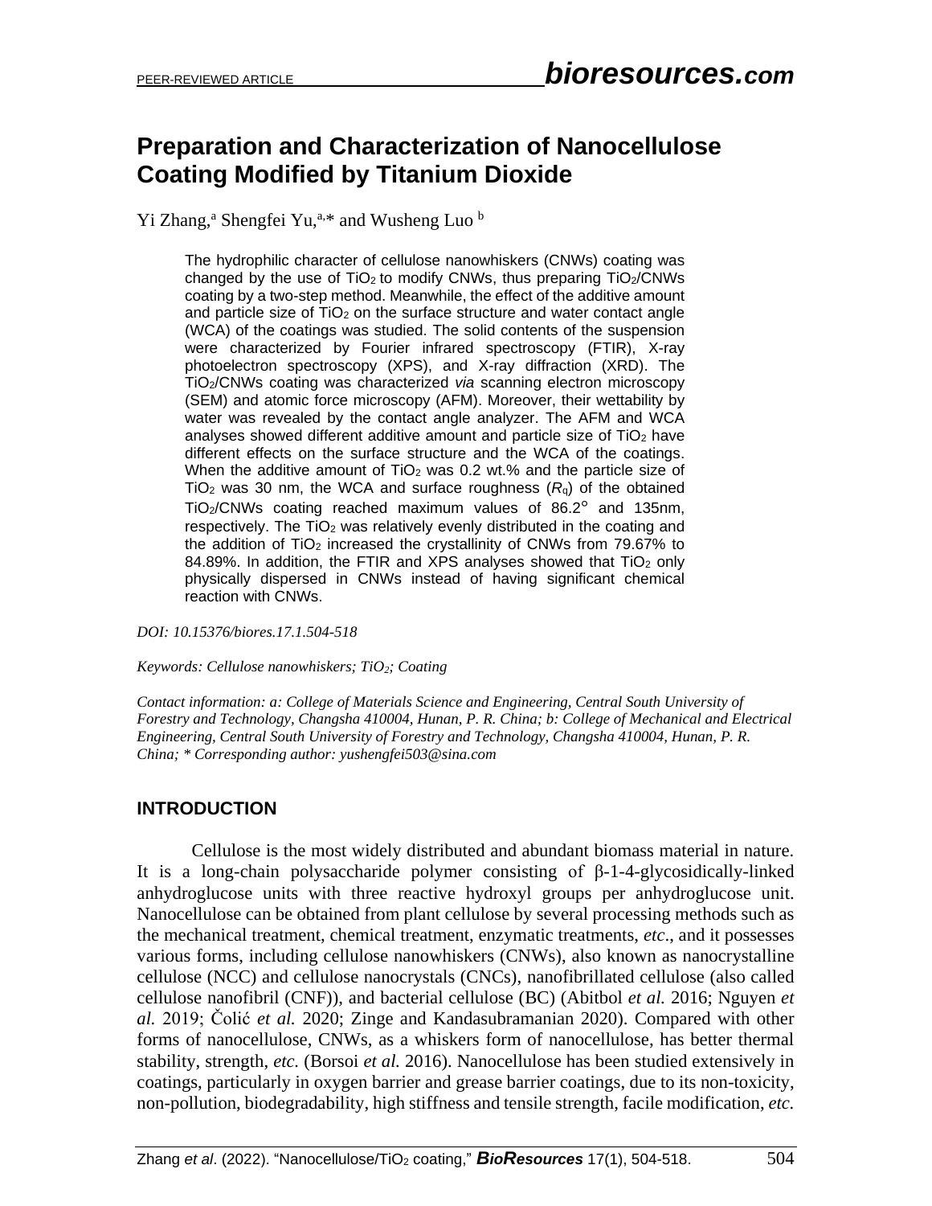# Preparation and Characterization of Nanocellulose Coating Modified by Titanium Dioxide

Yi Zhang,[a] Shengfei Yu,[a,*] and Wusheng Luo [b]

The hydrophilic character of cellulose nanowhiskers (CNWs) coating was changed by the use of $TiO_2$ to modify CNWs, thus preparing $TiO_2$/CNWs coating by a two-step method. Meanwhile, the effect of the additive amount and particle size of $TiO_2$ on the surface structure and water contact angle (WCA) of the coatings was studied. The solid contents of the suspension were characterized by Fourier infrared spectroscopy (FTIR), X-ray photoelectron spectroscopy (XPS), and X-ray diffraction (XRD). The $TiO_2$/CNWs coating was characterized *via* scanning electron microscopy (SEM) and atomic force microscopy (AFM). Moreover, their wettability by water was revealed by the contact angle analyzer. The AFM and WCA analyses showed different additive amount and particle size of $TiO_2$ have different effects on the surface structure and the WCA of the coatings. When the additive amount of $TiO_2$ was 0.2 wt.% and the particle size of $TiO_2$ was 30 nm, the WCA and surface roughness ($R_q$) of the obtained $TiO_2$/CNWs coating reached maximum values of 86.2° and 135nm, respectively. The $TiO_2$ was relatively evenly distributed in the coating and the addition of $TiO_2$ increased the crystallinity of CNWs from 79.67% to 84.89%. In addition, the FTIR and XPS analyses showed that $TiO_2$ only physically dispersed in CNWs instead of having significant chemical reaction with CNWs.

*DOI: 10.15376/biores.17.1.504-518*

*Keywords: Cellulose nanowhiskers; $TiO_2$; Coating*

*Contact information: a: College of Materials Science and Engineering, Central South University of Forestry and Technology, Changsha 410004, Hunan, P. R. China; b: College of Mechanical and Electrical Engineering, Central South University of Forestry and Technology, Changsha 410004, Hunan, P. R. China; * Corresponding author: yushengfei503@sina.com*

## INTRODUCTION

Cellulose is the most widely distributed and abundant biomass material in nature. It is a long-chain polysaccharide polymer consisting of β-1-4-glycosidically-linked anhydroglucose units with three reactive hydroxyl groups per anhydroglucose unit. Nanocellulose can be obtained from plant cellulose by several processing methods such as the mechanical treatment, chemical treatment, enzymatic treatments, *etc*., and it possesses various forms, including cellulose nanowhiskers (CNWs), also known as nanocrystalline cellulose (NCC) and cellulose nanocrystals (CNCs), nanofibrillated cellulose (also called cellulose nanofibril (CNF)), and bacterial cellulose (BC) (Abitbol *et al.* 2016; Nguyen *et al.* 2019; Čolić *et al.* 2020; Zinge and Kandasubramanian 2020). Compared with other forms of nanocellulose, CNWs, as a whiskers form of nanocellulose, has better thermal stability, strength, *etc.* (Borsoi *et al.* 2016). Nanocellulose has been studied extensively in coatings, particularly in oxygen barrier and grease barrier coatings, due to its non-toxicity, non-pollution, biodegradability, high stiffness and tensile strength, facile modification, *etc.*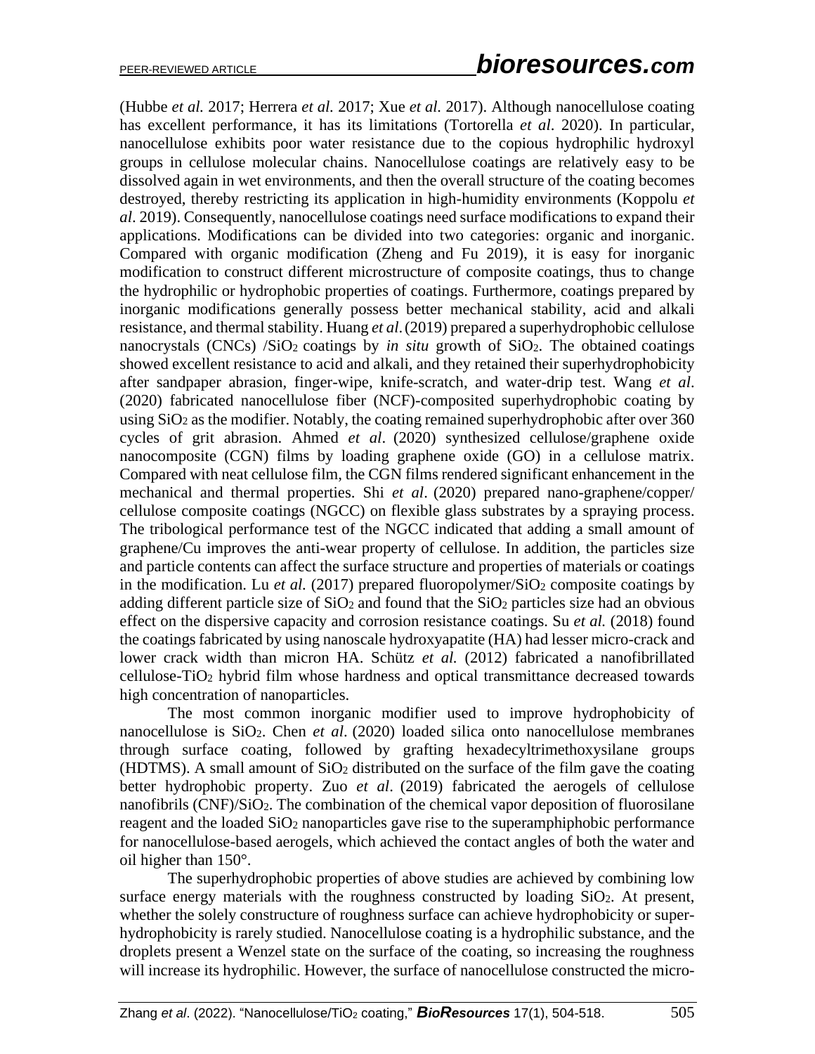(Hubbe *et al.* 2017; Herrera *et al.* 2017; Xue *et al.* 2017). Although nanocellulose coating has excellent performance, it has its limitations (Tortorella *et al*. 2020). In particular, nanocellulose exhibits poor water resistance due to the copious hydrophilic hydroxyl groups in cellulose molecular chains. Nanocellulose coatings are relatively easy to be dissolved again in wet environments, and then the overall structure of the coating becomes destroyed, thereby restricting its application in high-humidity environments (Koppolu *et al*. 2019). Consequently, nanocellulose coatings need surface modifications to expand their applications. Modifications can be divided into two categories: organic and inorganic. Compared with organic modification (Zheng and Fu 2019), it is easy for inorganic modification to construct different microstructure of composite coatings, thus to change the hydrophilic or hydrophobic properties of coatings. Furthermore, coatings prepared by inorganic modifications generally possess better mechanical stability, acid and alkali resistance, and thermal stability. Huang *et al*. (2019) prepared a superhydrophobic cellulose nanocrystals (CNCs) /$SiO_2$ coatings by *in situ* growth of $SiO_2$. The obtained coatings showed excellent resistance to acid and alkali, and they retained their superhydrophobicity after sandpaper abrasion, finger-wipe, knife-scratch, and water-drip test. Wang *et al*. (2020) fabricated nanocellulose fiber (NCF)-composited superhydrophobic coating by using $SiO_2$ as the modifier. Notably, the coating remained superhydrophobic after over 360 cycles of grit abrasion. Ahmed *et al*. (2020) synthesized cellulose/graphene oxide nanocomposite (CGN) films by loading graphene oxide (GO) in a cellulose matrix. Compared with neat cellulose film, the CGN films rendered significant enhancement in the mechanical and thermal properties. Shi *et al*. (2020) prepared nano-graphene/copper/ cellulose composite coatings (NGCC) on flexible glass substrates by a spraying process. The tribological performance test of the NGCC indicated that adding a small amount of graphene/Cu improves the anti-wear property of cellulose. In addition, the particles size and particle contents can affect the surface structure and properties of materials or coatings in the modification. Lu *et al.* (2017) prepared fluoropolymer/$SiO_2$ composite coatings by adding different particle size of $SiO_2$ and found that the $SiO_2$ particles size had an obvious effect on the dispersive capacity and corrosion resistance coatings. Su *et al.* (2018) found the coatings fabricated by using nanoscale hydroxyapatite (HA) had lesser micro-crack and lower crack width than micron HA. Schütz *et al.* (2012) fabricated a nanofibrillated cellulose-$TiO_2$ hybrid film whose hardness and optical transmittance decreased towards high concentration of nanoparticles.

The most common inorganic modifier used to improve hydrophobicity of nanocellulose is $SiO_2$. Chen *et al*. (2020) loaded silica onto nanocellulose membranes through surface coating, followed by grafting hexadecyltrimethoxysilane groups (HDTMS). A small amount of $SiO_2$ distributed on the surface of the film gave the coating better hydrophobic property. Zuo *et al*. (2019) fabricated the aerogels of cellulose nanofibrils (CNF)/$SiO_2$. The combination of the chemical vapor deposition of fluorosilane reagent and the loaded $SiO_2$ nanoparticles gave rise to the superamphiphobic performance for nanocellulose-based aerogels, which achieved the contact angles of both the water and oil higher than 150°.

The superhydrophobic properties of above studies are achieved by combining low surface energy materials with the roughness constructed by loading $SiO_2$. At present, whether the solely constructure of roughness surface can achieve hydrophobicity or super-hydrophobicity is rarely studied. Nanocellulose coating is a hydrophilic substance, and the droplets present a Wenzel state on the surface of the coating, so increasing the roughness will increase its hydrophilic. However, the surface of nanocellulose constructed the micro-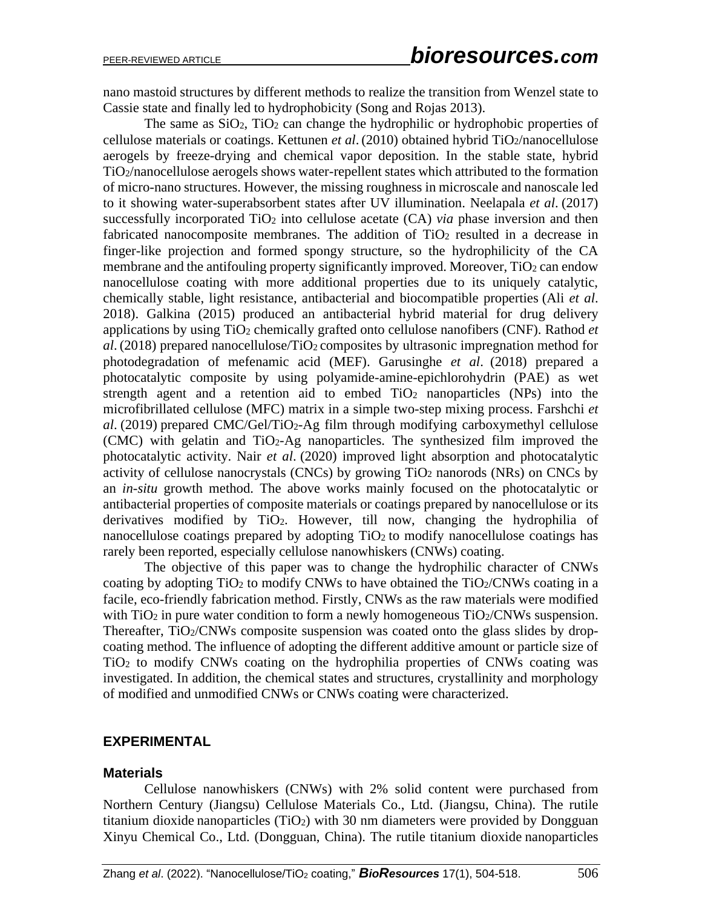nano mastoid structures by different methods to realize the transition from Wenzel state to Cassie state and finally led to hydrophobicity (Song and Rojas 2013).

The same as $SiO_2$, $TiO_2$ can change the hydrophilic or hydrophobic properties of cellulose materials or coatings. Kettunen *et al*. (2010) obtained hybrid $TiO_2$/nanocellulose aerogels by freeze-drying and chemical vapor deposition. In the stable state, hybrid $TiO_2$/nanocellulose aerogels shows water-repellent states which attributed to the formation of micro-nano structures. However, the missing roughness in microscale and nanoscale led to it showing water-superabsorbent states after UV illumination. Neelapala *et al*. (2017) successfully incorporated $TiO_2$ into cellulose acetate (CA) *via* phase inversion and then fabricated nanocomposite membranes. The addition of $TiO_2$ resulted in a decrease in finger-like projection and formed spongy structure, so the hydrophilicity of the CA membrane and the antifouling property significantly improved. Moreover, $TiO_2$ can endow nanocellulose coating with more additional properties due to its uniquely catalytic, chemically stable, light resistance, antibacterial and biocompatible properties (Ali *et al*. 2018). Galkina (2015) produced an antibacterial hybrid material for drug delivery applications by using $TiO_2$ chemically grafted onto cellulose nanofibers (CNF). Rathod *et al*. (2018) prepared nanocellulose/$TiO_2$ composites by ultrasonic impregnation method for photodegradation of mefenamic acid (MEF). Garusinghe *et al*. (2018) prepared a photocatalytic composite by using polyamide-amine-epichlorohydrin (PAE) as wet strength agent and a retention aid to embed $TiO_2$ nanoparticles (NPs) into the microfibrillated cellulose (MFC) matrix in a simple two-step mixing process. Farshchi *et al*. (2019) prepared CMC/Gel/$TiO_2$-Ag film through modifying carboxymethyl cellulose (CMC) with gelatin and $TiO_2$-Ag nanoparticles. The synthesized film improved the photocatalytic activity. Nair *et al*. (2020) improved light absorption and photocatalytic activity of cellulose nanocrystals (CNCs) by growing $TiO_2$ nanorods (NRs) on CNCs by an *in-situ* growth method. The above works mainly focused on the photocatalytic or antibacterial properties of composite materials or coatings prepared by nanocellulose or its derivatives modified by $TiO_2$. However, till now, changing the hydrophilia of nanocellulose coatings prepared by adopting $TiO_2$ to modify nanocellulose coatings has rarely been reported, especially cellulose nanowhiskers (CNWs) coating.

The objective of this paper was to change the hydrophilic character of CNWs coating by adopting $TiO_2$ to modify CNWs to have obtained the $TiO_2$/CNWs coating in a facile, eco-friendly fabrication method. Firstly, CNWs as the raw materials were modified with $TiO_2$ in pure water condition to form a newly homogeneous $TiO_2$/CNWs suspension. Thereafter, $TiO_2$/CNWs composite suspension was coated onto the glass slides by drop-coating method. The influence of adopting the different additive amount or particle size of $TiO_2$ to modify CNWs coating on the hydrophilia properties of CNWs coating was investigated. In addition, the chemical states and structures, crystallinity and morphology of modified and unmodified CNWs or CNWs coating were characterized.

## EXPERIMENTAL

### Materials

Cellulose nanowhiskers (CNWs) with 2% solid content were purchased from Northern Century (Jiangsu) Cellulose Materials Co., Ltd. (Jiangsu, China). The rutile titanium dioxide nanoparticles ($TiO_2$) with 30 nm diameters were provided by Dongguan Xinyu Chemical Co., Ltd. (Dongguan, China). The rutile titanium dioxide nanoparticles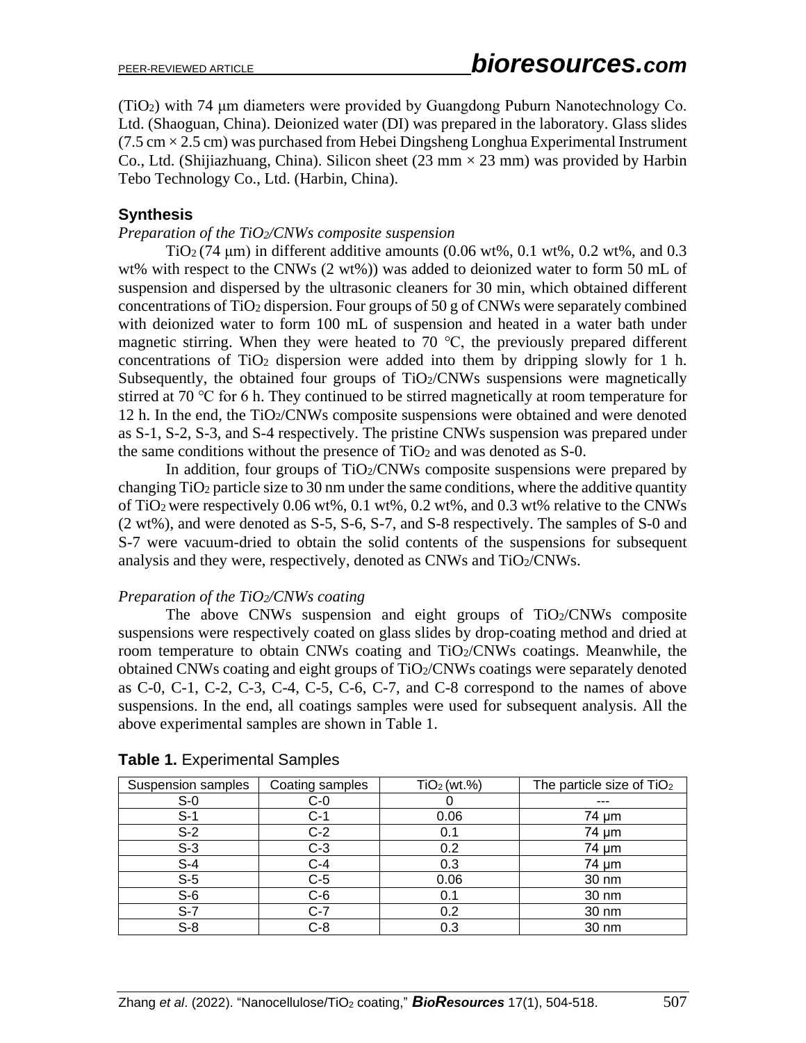($TiO_2$) with 74 μm diameters were provided by Guangdong Puburn Nanotechnology Co. Ltd. (Shaoguan, China). Deionized water (DI) was prepared in the laboratory. Glass slides (7.5 cm × 2.5 cm) was purchased from Hebei Dingsheng Longhua Experimental Instrument Co., Ltd. (Shijiazhuang, China). Silicon sheet (23 mm × 23 mm) was provided by Harbin Tebo Technology Co., Ltd. (Harbin, China).

### Synthesis

*Preparation of the $TiO_2$/CNWs composite suspension*

$TiO_2$ (74 μm) in different additive amounts (0.06 wt%, 0.1 wt%, 0.2 wt%, and 0.3 wt% with respect to the CNWs (2 wt%)) was added to deionized water to form 50 mL of suspension and dispersed by the ultrasonic cleaners for 30 min, which obtained different concentrations of $TiO_2$ dispersion. Four groups of 50 g of CNWs were separately combined with deionized water to form 100 mL of suspension and heated in a water bath under magnetic stirring. When they were heated to 70 ℃, the previously prepared different concentrations of $TiO_2$ dispersion were added into them by dripping slowly for 1 h. Subsequently, the obtained four groups of $TiO_2$/CNWs suspensions were magnetically stirred at 70 ℃ for 6 h. They continued to be stirred magnetically at room temperature for 12 h. In the end, the $TiO_2$/CNWs composite suspensions were obtained and were denoted as S-1, S-2, S-3, and S-4 respectively. The pristine CNWs suspension was prepared under the same conditions without the presence of $TiO_2$ and was denoted as S-0.

In addition, four groups of $TiO_2$/CNWs composite suspensions were prepared by changing $TiO_2$ particle size to 30 nm under the same conditions, where the additive quantity of $TiO_2$ were respectively 0.06 wt%, 0.1 wt%, 0.2 wt%, and 0.3 wt% relative to the CNWs (2 wt%), and were denoted as S-5, S-6, S-7, and S-8 respectively. The samples of S-0 and S-7 were vacuum-dried to obtain the solid contents of the suspensions for subsequent analysis and they were, respectively, denoted as CNWs and $TiO_2$/CNWs.

*Preparation of the $TiO_2$/CNWs coating*

The above CNWs suspension and eight groups of $TiO_2$/CNWs composite suspensions were respectively coated on glass slides by drop-coating method and dried at room temperature to obtain CNWs coating and $TiO_2$/CNWs coatings. Meanwhile, the obtained CNWs coating and eight groups of $TiO_2$/CNWs coatings were separately denoted as C-0, C-1, C-2, C-3, C-4, C-5, C-6, C-7, and C-8 correspond to the names of above suspensions. In the end, all coatings samples were used for subsequent analysis. All the above experimental samples are shown in Table 1.

**Table 1.** Experimental Samples

| Suspension samples | Coating samples | $TiO_2$ (wt.%) | The particle size of $TiO_2$ |
|---|---|---|---|
| S-0 | C-0 | 0 | --- |
| S-1 | C-1 | 0.06 | 74 μm |
| S-2 | C-2 | 0.1 | 74 μm |
| S-3 | C-3 | 0.2 | 74 μm |
| S-4 | C-4 | 0.3 | 74 μm |
| S-5 | C-5 | 0.06 | 30 nm |
| S-6 | C-6 | 0.1 | 30 nm |
| S-7 | C-7 | 0.2 | 30 nm |
| S-8 | C-8 | 0.3 | 30 nm |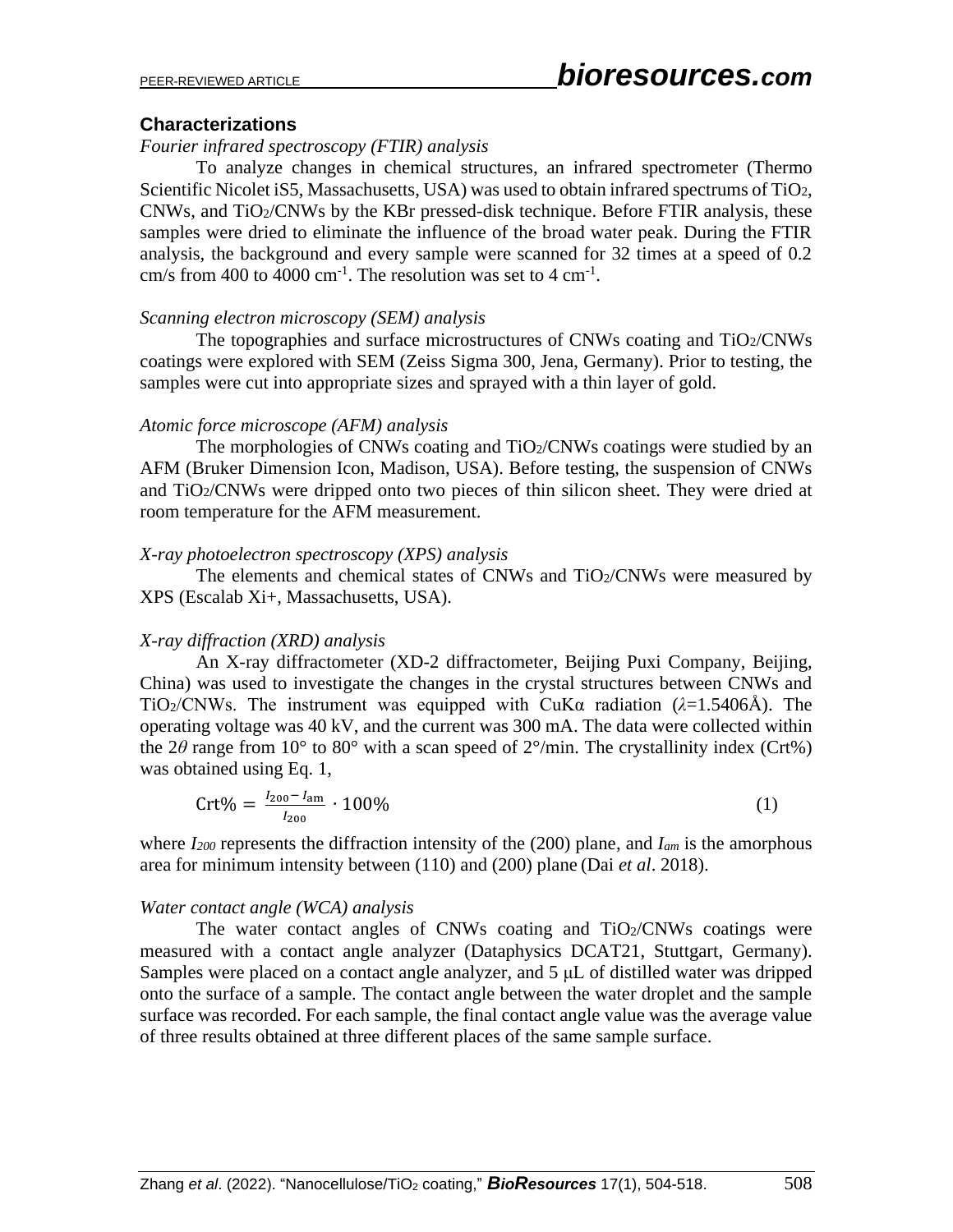## Characterizations

*Fourier infrared spectroscopy (FTIR) analysis*

To analyze changes in chemical structures, an infrared spectrometer (Thermo Scientific Nicolet iS5, Massachusetts, USA) was used to obtain infrared spectrums of $TiO_2$, CNWs, and $TiO_2$/CNWs by the KBr pressed-disk technique. Before FTIR analysis, these samples were dried to eliminate the influence of the broad water peak. During the FTIR analysis, the background and every sample were scanned for 32 times at a speed of 0.2 cm/s from 400 to 4000 $cm^{-1}$. The resolution was set to 4 $cm^{-1}$.

*Scanning electron microscopy (SEM) analysis*

The topographies and surface microstructures of CNWs coating and $TiO_2$/CNWs coatings were explored with SEM (Zeiss Sigma 300, Jena, Germany). Prior to testing, the samples were cut into appropriate sizes and sprayed with a thin layer of gold.

*Atomic force microscope (AFM) analysis*

The morphologies of CNWs coating and $TiO_2$/CNWs coatings were studied by an AFM (Bruker Dimension Icon, Madison, USA). Before testing, the suspension of CNWs and $TiO_2$/CNWs were dripped onto two pieces of thin silicon sheet. They were dried at room temperature for the AFM measurement.

*X-ray photoelectron spectroscopy (XPS) analysis*

The elements and chemical states of CNWs and $TiO_2$/CNWs were measured by XPS (Escalab Xi+, Massachusetts, USA).

*X-ray diffraction (XRD) analysis*

An X-ray diffractometer (XD-2 diffractometer, Beijing Puxi Company, Beijing, China) was used to investigate the changes in the crystal structures between CNWs and $TiO_2$/CNWs. The instrument was equipped with CuKα radiation ($\lambda$=1.5406Å). The operating voltage was 40 kV, and the current was 300 mA. The data were collected within the $2\theta$ range from 10° to 80° with a scan speed of 2°/min. The crystallinity index (Crt%) was obtained using Eq. 1,

$$\text{Crt\%} = \frac{I_{200} - I_{\text{am}}}{I_{200}} \cdot 100\% \tag{1}$$

where $I_{200}$ represents the diffraction intensity of the (200) plane, and $I_{am}$ is the amorphous area for minimum intensity between (110) and (200) plane (Dai *et al*. 2018).

*Water contact angle (WCA) analysis*

The water contact angles of CNWs coating and $TiO_2$/CNWs coatings were measured with a contact angle analyzer (Dataphysics DCAT21, Stuttgart, Germany). Samples were placed on a contact angle analyzer, and 5 μL of distilled water was dripped onto the surface of a sample. The contact angle between the water droplet and the sample surface was recorded. For each sample, the final contact angle value was the average value of three results obtained at three different places of the same sample surface.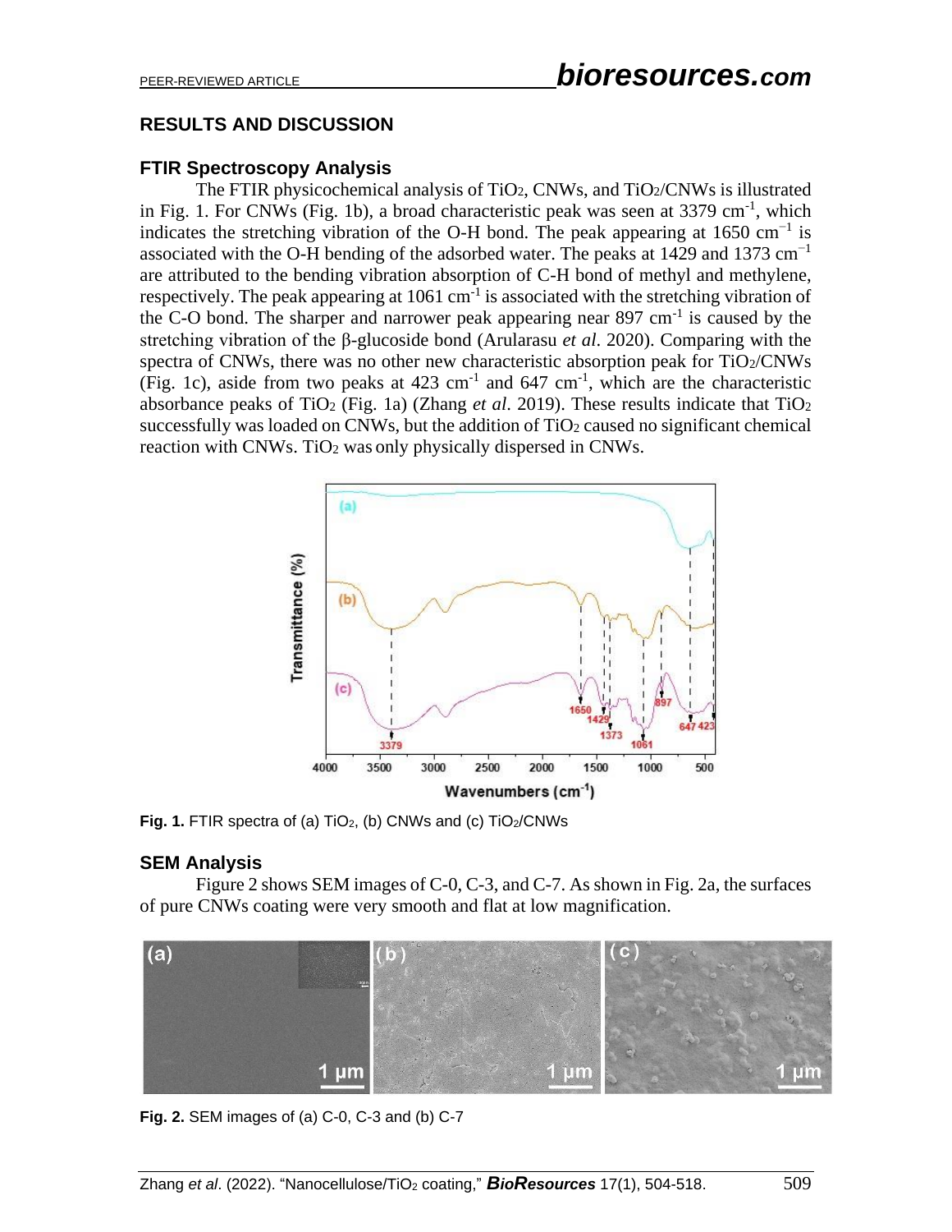## RESULTS AND DISCUSSION

### FTIR Spectroscopy Analysis

The FTIR physicochemical analysis of $TiO_2$, CNWs, and $TiO_2$/CNWs is illustrated in Fig. 1. For CNWs (Fig. 1b), a broad characteristic peak was seen at 3379 $cm^{-1}$, which indicates the stretching vibration of the O-H bond. The peak appearing at 1650 $cm^{-1}$ is associated with the O-H bending of the adsorbed water. The peaks at 1429 and 1373 $cm^{-1}$ are attributed to the bending vibration absorption of C-H bond of methyl and methylene, respectively. The peak appearing at 1061 $cm^{-1}$ is associated with the stretching vibration of the C-O bond. The sharper and narrower peak appearing near 897 $cm^{-1}$ is caused by the stretching vibration of the β-glucoside bond (Arularasu *et al*. 2020). Comparing with the spectra of CNWs, there was no other new characteristic absorption peak for $TiO_2$/CNWs (Fig. 1c), aside from two peaks at 423 $cm^{-1}$ and 647 $cm^{-1}$, which are the characteristic absorbance peaks of $TiO_2$ (Fig. 1a) (Zhang *et al*. 2019). These results indicate that $TiO_2$ successfully was loaded on CNWs, but the addition of $TiO_2$ caused no significant chemical reaction with CNWs. $TiO_2$ was only physically dispersed in CNWs.

**Fig. 1.** FTIR spectra of (a) $TiO_2$, (b) CNWs and (c) $TiO_2$/CNWs

### SEM Analysis

Figure 2 shows SEM images of C-0, C-3, and C-7. As shown in Fig. 2a, the surfaces of pure CNWs coating were very smooth and flat at low magnification.

**Fig. 2.** SEM images of (a) C-0, C-3 and (b) C-7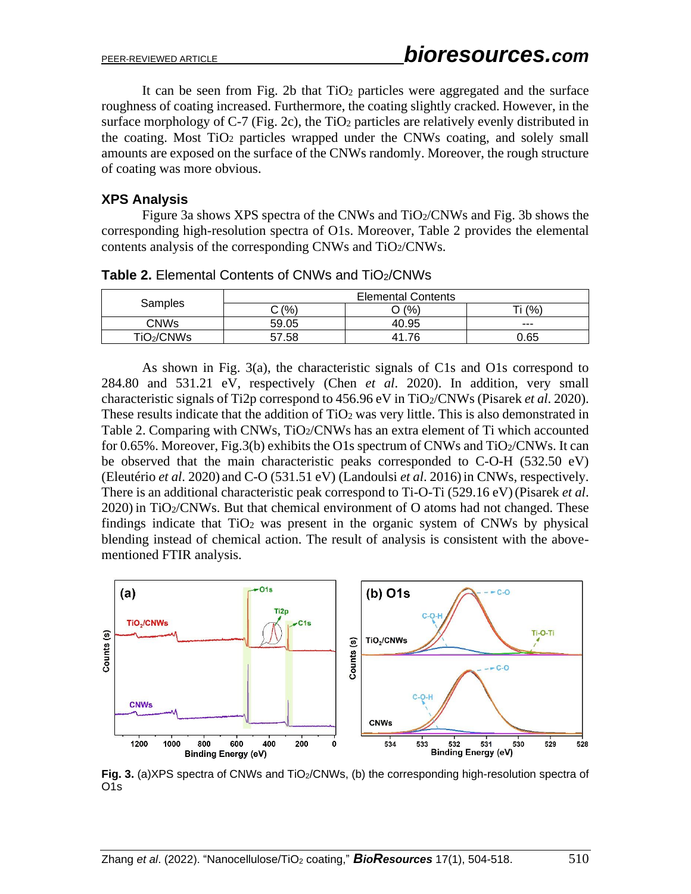It can be seen from Fig. 2b that $TiO_2$ particles were aggregated and the surface roughness of coating increased. Furthermore, the coating slightly cracked. However, in the surface morphology of C-7 (Fig. 2c), the $TiO_2$ particles are relatively evenly distributed in the coating. Most $TiO_2$ particles wrapped under the CNWs coating, and solely small amounts are exposed on the surface of the CNWs randomly. Moreover, the rough structure of coating was more obvious.

### XPS Analysis

Figure 3a shows XPS spectra of the CNWs and $TiO_2$/CNWs and Fig. 3b shows the corresponding high-resolution spectra of O1s. Moreover, Table 2 provides the elemental contents analysis of the corresponding CNWs and $TiO_2$/CNWs.

**Table 2.** Elemental Contents of CNWs and $TiO_2$/CNWs

| Samples | Elemental Contents | | |
|---|---|---|---|
| | C (%) | O (%) | Ti (%) |
| CNWs | 59.05 | 40.95 | --- |
| $TiO_2$/CNWs | 57.58 | 41.76 | 0.65 |

As shown in Fig. 3(a), the characteristic signals of C1s and O1s correspond to 284.80 and 531.21 eV, respectively (Chen *et al*. 2020). In addition, very small characteristic signals of Ti2p correspond to 456.96 eV in $TiO_2$/CNWs (Pisarek *et al*. 2020). These results indicate that the addition of $TiO_2$ was very little. This is also demonstrated in Table 2. Comparing with CNWs, $TiO_2$/CNWs has an extra element of Ti which accounted for 0.65%. Moreover, Fig.3(b) exhibits the O1s spectrum of CNWs and $TiO_2$/CNWs. It can be observed that the main characteristic peaks corresponded to C-O-H (532.50 eV) (Eleutério *et al*. 2020) and C-O (531.51 eV) (Landoulsi *et al*. 2016) in CNWs, respectively. There is an additional characteristic peak correspond to Ti-O-Ti (529.16 eV) (Pisarek *et al*. 2020) in $TiO_2$/CNWs. But that chemical environment of O atoms had not changed. These findings indicate that $TiO_2$ was present in the organic system of CNWs by physical blending instead of chemical action. The result of analysis is consistent with the above-mentioned FTIR analysis.

**Fig. 3.** (a)XPS spectra of CNWs and $TiO_2$/CNWs, (b) the corresponding high-resolution spectra of O1s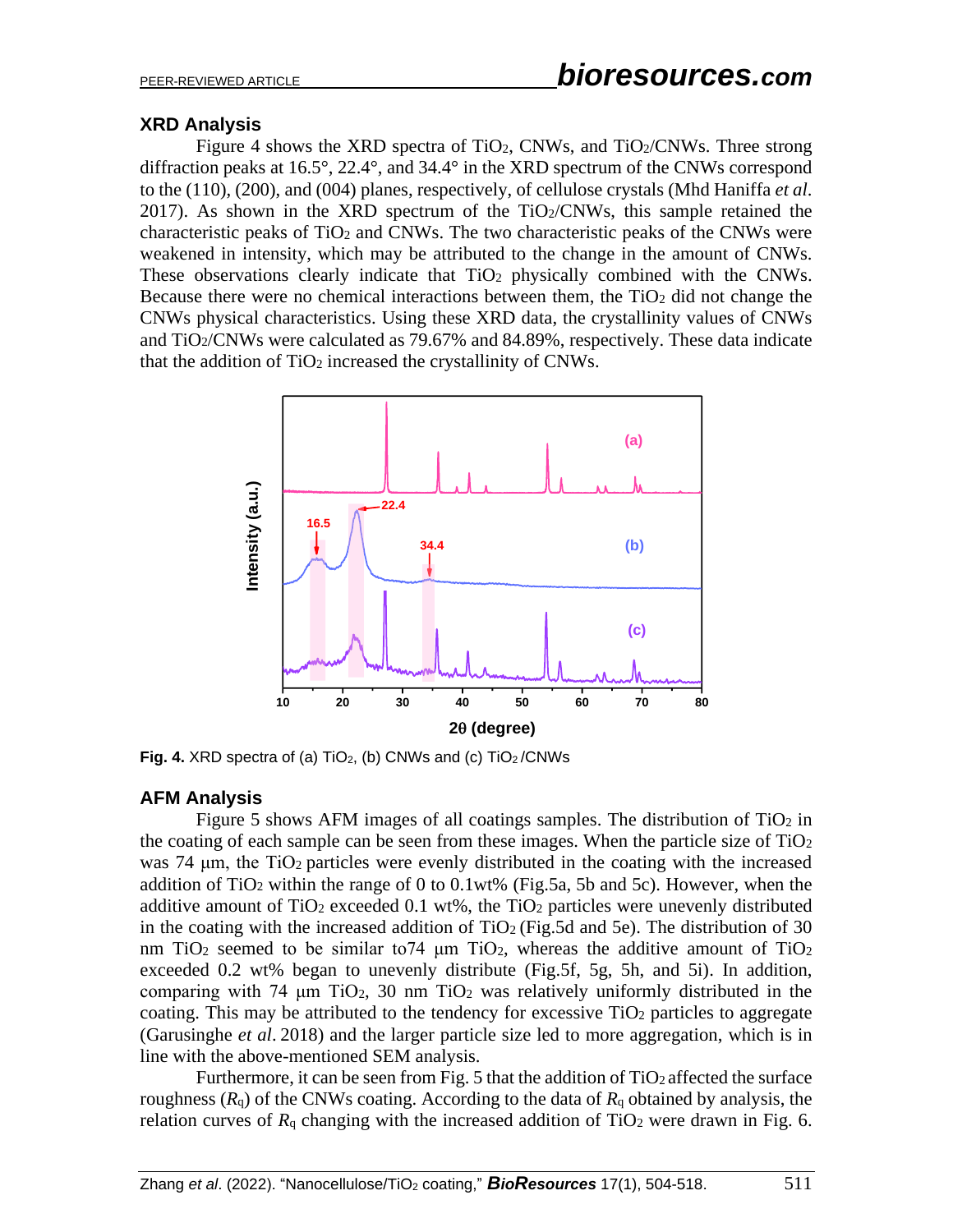## XRD Analysis

Figure 4 shows the XRD spectra of $TiO_2$, CNWs, and $TiO_2$/CNWs. Three strong diffraction peaks at 16.5°, 22.4°, and 34.4° in the XRD spectrum of the CNWs correspond to the (110), (200), and (004) planes, respectively, of cellulose crystals (Mhd Haniffa *et al.* 2017). As shown in the XRD spectrum of the $TiO_2$/CNWs, this sample retained the characteristic peaks of $TiO_2$ and CNWs. The two characteristic peaks of the CNWs were weakened in intensity, which may be attributed to the change in the amount of CNWs. These observations clearly indicate that $TiO_2$ physically combined with the CNWs. Because there were no chemical interactions between them, the $TiO_2$ did not change the CNWs physical characteristics. Using these XRD data, the crystallinity values of CNWs and $TiO_2$/CNWs were calculated as 79.67% and 84.89%, respectively. These data indicate that the addition of $TiO_2$ increased the crystallinity of CNWs.

**Fig. 4.** XRD spectra of (a) $TiO_2$, (b) CNWs and (c) $TiO_2$/CNWs

## AFM Analysis

Figure 5 shows AFM images of all coatings samples. The distribution of $TiO_2$ in the coating of each sample can be seen from these images. When the particle size of $TiO_2$ was 74 μm, the $TiO_2$ particles were evenly distributed in the coating with the increased addition of $TiO_2$ within the range of 0 to 0.1wt% (Fig.5a, 5b and 5c). However, when the additive amount of $TiO_2$ exceeded 0.1 wt%, the $TiO_2$ particles were unevenly distributed in the coating with the increased addition of $TiO_2$ (Fig.5d and 5e). The distribution of 30 nm $TiO_2$ seemed to be similar to74 μm $TiO_2$, whereas the additive amount of $TiO_2$ exceeded 0.2 wt% began to unevenly distribute (Fig.5f, 5g, 5h, and 5i). In addition, comparing with 74 μm $TiO_2$, 30 nm $TiO_2$ was relatively uniformly distributed in the coating. This may be attributed to the tendency for excessive $TiO_2$ particles to aggregate (Garusinghe *et al*. 2018) and the larger particle size led to more aggregation, which is in line with the above-mentioned SEM analysis.

Furthermore, it can be seen from Fig. 5 that the addition of $TiO_2$ affected the surface roughness ($R_q$) of the CNWs coating. According to the data of $R_q$ obtained by analysis, the relation curves of $R_q$ changing with the increased addition of $TiO_2$ were drawn in Fig. 6.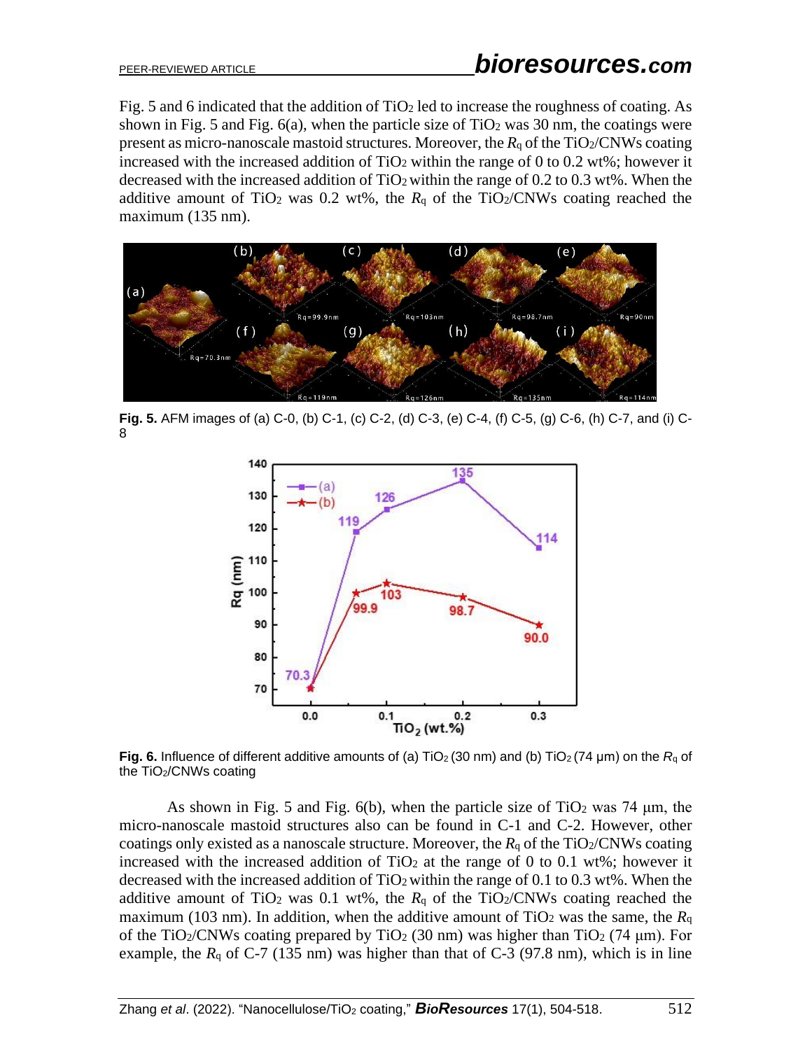Fig. 5 and 6 indicated that the addition of $TiO_2$ led to increase the roughness of coating. As shown in Fig. 5 and Fig. 6(a), when the particle size of $TiO_2$ was 30 nm, the coatings were present as micro-nanoscale mastoid structures. Moreover, the $R_q$ of the $TiO_2$/CNWs coating increased with the increased addition of $TiO_2$ within the range of 0 to 0.2 wt%; however it decreased with the increased addition of $TiO_2$ within the range of 0.2 to 0.3 wt%. When the additive amount of $TiO_2$ was 0.2 wt%, the $R_q$ of the $TiO_2$/CNWs coating reached the maximum (135 nm).

**Fig. 5.** AFM images of (a) C-0, (b) C-1, (c) C-2, (d) C-3, (e) C-4, (f) C-5, (g) C-6, (h) C-7, and (i) C-8

**Fig. 6.** Influence of different additive amounts of (a) $TiO_2$ (30 nm) and (b) $TiO_2$ (74 μm) on the $R_q$ of the $TiO_2$/CNWs coating

As shown in Fig. 5 and Fig. 6(b), when the particle size of $TiO_2$ was 74 μm, the micro-nanoscale mastoid structures also can be found in C-1 and C-2. However, other coatings only existed as a nanoscale structure. Moreover, the $R_q$ of the $TiO_2$/CNWs coating increased with the increased addition of $TiO_2$ at the range of 0 to 0.1 wt%; however it decreased with the increased addition of $TiO_2$ within the range of 0.1 to 0.3 wt%. When the additive amount of $TiO_2$ was 0.1 wt%, the $R_q$ of the $TiO_2$/CNWs coating reached the maximum (103 nm). In addition, when the additive amount of $TiO_2$ was the same, the $R_q$ of the $TiO_2$/CNWs coating prepared by $TiO_2$ (30 nm) was higher than $TiO_2$ (74 μm). For example, the $R_q$ of C-7 (135 nm) was higher than that of C-3 (97.8 nm), which is in line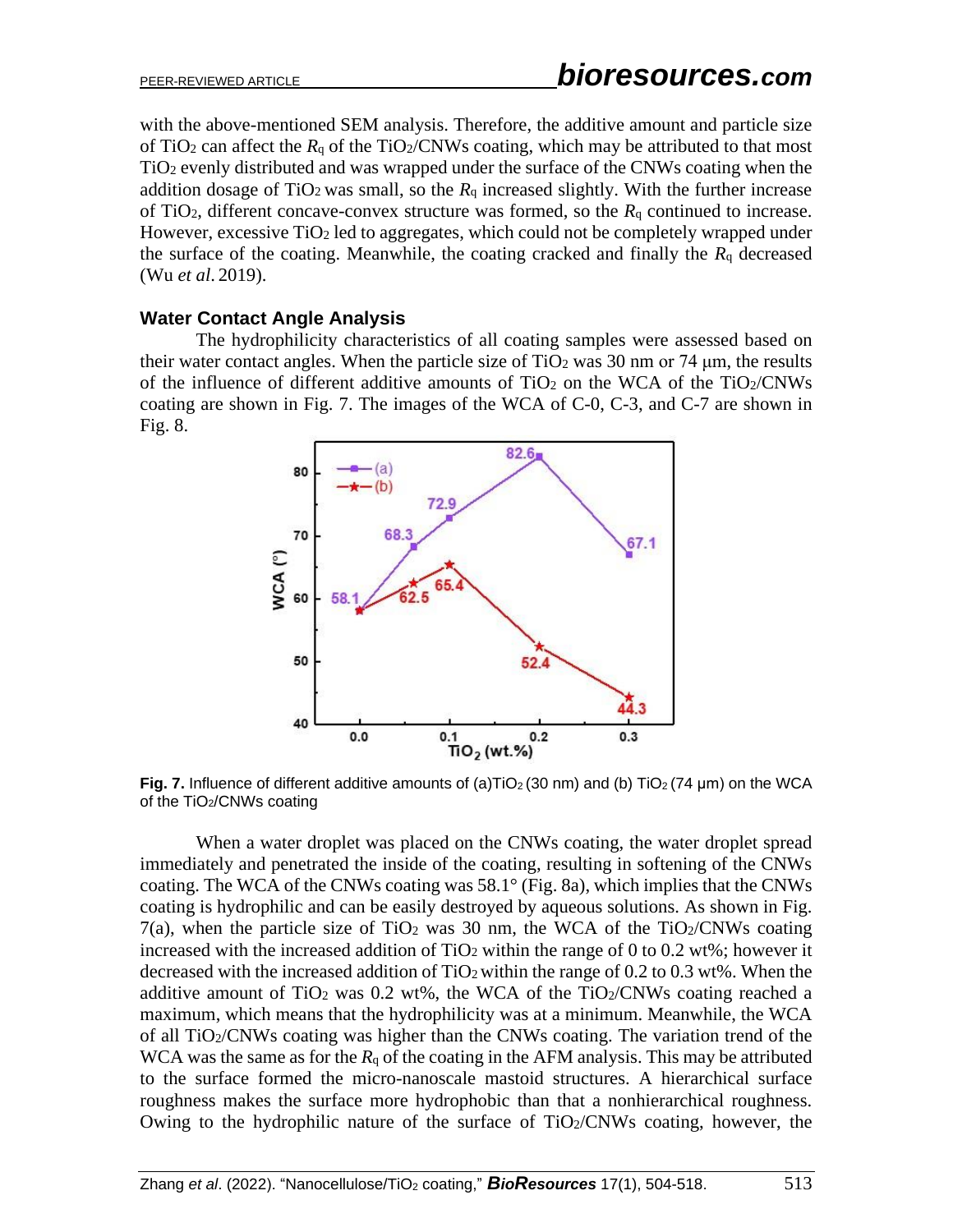with the above-mentioned SEM analysis. Therefore, the additive amount and particle size of $TiO_2$ can affect the $R_q$ of the $TiO_2$/CNWs coating, which may be attributed to that most $TiO_2$ evenly distributed and was wrapped under the surface of the CNWs coating when the addition dosage of $TiO_2$ was small, so the $R_q$ increased slightly. With the further increase of $TiO_2$, different concave-convex structure was formed, so the $R_q$ continued to increase. However, excessive $TiO_2$ led to aggregates, which could not be completely wrapped under the surface of the coating. Meanwhile, the coating cracked and finally the $R_q$ decreased (Wu *et al.* 2019).

### Water Contact Angle Analysis

The hydrophilicity characteristics of all coating samples were assessed based on their water contact angles. When the particle size of $TiO_2$ was 30 nm or 74 μm, the results of the influence of different additive amounts of $TiO_2$ on the WCA of the $TiO_2$/CNWs coating are shown in Fig. 7. The images of the WCA of C-0, C-3, and C-7 are shown in Fig. 8.

**Fig. 7.** Influence of different additive amounts of (a) $TiO_2$ (30 nm) and (b) $TiO_2$ (74 μm) on the WCA of the $TiO_2$/CNWs coating

When a water droplet was placed on the CNWs coating, the water droplet spread immediately and penetrated the inside of the coating, resulting in softening of the CNWs coating. The WCA of the CNWs coating was 58.1° (Fig. 8a), which implies that the CNWs coating is hydrophilic and can be easily destroyed by aqueous solutions. As shown in Fig. 7(a), when the particle size of $TiO_2$ was 30 nm, the WCA of the $TiO_2$/CNWs coating increased with the increased addition of $TiO_2$ within the range of 0 to 0.2 wt%; however it decreased with the increased addition of $TiO_2$ within the range of 0.2 to 0.3 wt%. When the additive amount of $TiO_2$ was 0.2 wt%, the WCA of the $TiO_2$/CNWs coating reached a maximum, which means that the hydrophilicity was at a minimum. Meanwhile, the WCA of all $TiO_2$/CNWs coating was higher than the CNWs coating. The variation trend of the WCA was the same as for the $R_q$ of the coating in the AFM analysis. This may be attributed to the surface formed the micro-nanoscale mastoid structures. A hierarchical surface roughness makes the surface more hydrophobic than that a nonhierarchical roughness. Owing to the hydrophilic nature of the surface of $TiO_2$/CNWs coating, however, the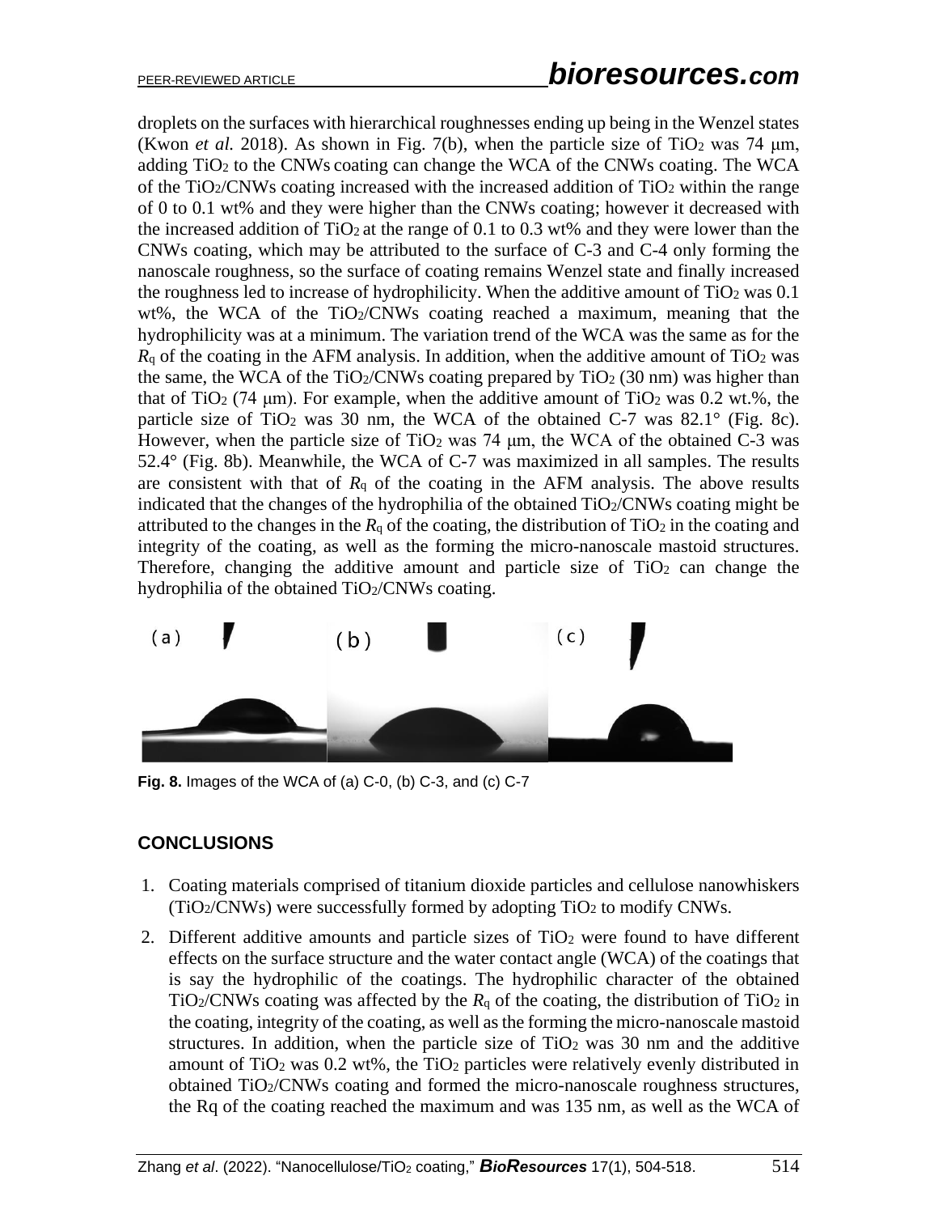droplets on the surfaces with hierarchical roughnesses ending up being in the Wenzel states (Kwon *et al.* 2018). As shown in Fig. 7(b), when the particle size of $TiO_2$ was 74 μm, adding $TiO_2$ to the CNWs coating can change the WCA of the CNWs coating. The WCA of the $TiO_2$/CNWs coating increased with the increased addition of $TiO_2$ within the range of 0 to 0.1 wt% and they were higher than the CNWs coating; however it decreased with the increased addition of $TiO_2$ at the range of 0.1 to 0.3 wt% and they were lower than the CNWs coating, which may be attributed to the surface of C-3 and C-4 only forming the nanoscale roughness, so the surface of coating remains Wenzel state and finally increased the roughness led to increase of hydrophilicity. When the additive amount of $TiO_2$ was 0.1 wt%, the WCA of the $TiO_2$/CNWs coating reached a maximum, meaning that the hydrophilicity was at a minimum. The variation trend of the WCA was the same as for the $R_q$ of the coating in the AFM analysis. In addition, when the additive amount of $TiO_2$ was the same, the WCA of the $TiO_2$/CNWs coating prepared by $TiO_2$ (30 nm) was higher than that of $TiO_2$ (74 μm). For example, when the additive amount of $TiO_2$ was 0.2 wt.%, the particle size of $TiO_2$ was 30 nm, the WCA of the obtained C-7 was 82.1° (Fig. 8c). However, when the particle size of $TiO_2$ was 74 μm, the WCA of the obtained C-3 was 52.4° (Fig. 8b). Meanwhile, the WCA of C-7 was maximized in all samples. The results are consistent with that of $R_q$ of the coating in the AFM analysis. The above results indicated that the changes of the hydrophilia of the obtained $TiO_2$/CNWs coating might be attributed to the changes in the $R_q$ of the coating, the distribution of $TiO_2$ in the coating and integrity of the coating, as well as the forming the micro-nanoscale mastoid structures. Therefore, changing the additive amount and particle size of $TiO_2$ can change the hydrophilia of the obtained $TiO_2$/CNWs coating.

**Fig. 8.** Images of the WCA of (a) C-0, (b) C-3, and (c) C-7

## CONCLUSIONS

1. Coating materials comprised of titanium dioxide particles and cellulose nanowhiskers ($TiO_2$/CNWs) were successfully formed by adopting $TiO_2$ to modify CNWs.
2. Different additive amounts and particle sizes of $TiO_2$ were found to have different effects on the surface structure and the water contact angle (WCA) of the coatings that is say the hydrophilic of the coatings. The hydrophilic character of the obtained $TiO_2$/CNWs coating was affected by the $R_q$ of the coating, the distribution of $TiO_2$ in the coating, integrity of the coating, as well as the forming the micro-nanoscale mastoid structures. In addition, when the particle size of $TiO_2$ was 30 nm and the additive amount of $TiO_2$ was 0.2 wt%, the $TiO_2$ particles were relatively evenly distributed in obtained $TiO_2$/CNWs coating and formed the micro-nanoscale roughness structures, the Rq of the coating reached the maximum and was 135 nm, as well as the WCA of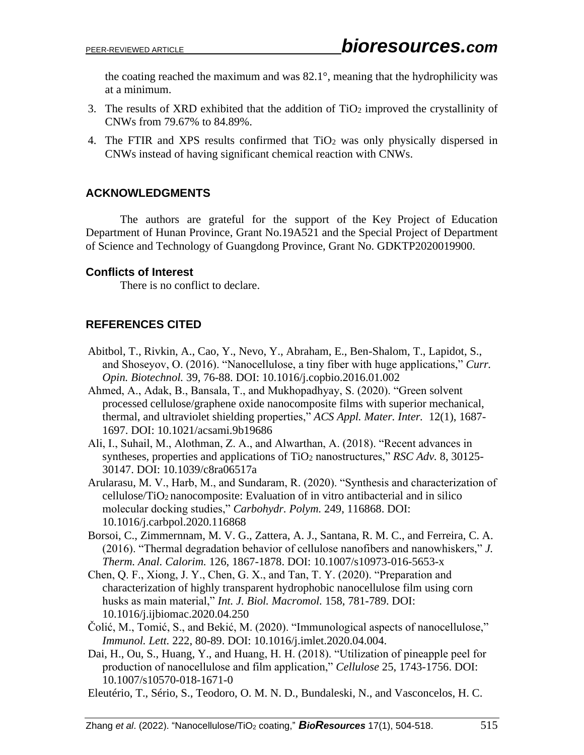the coating reached the maximum and was 82.1°, meaning that the hydrophilicity was at a minimum.

3. The results of XRD exhibited that the addition of $TiO_2$ improved the crystallinity of CNWs from 79.67% to 84.89%.
4. The FTIR and XPS results confirmed that $TiO_2$ was only physically dispersed in CNWs instead of having significant chemical reaction with CNWs.

## ACKNOWLEDGMENTS

The authors are grateful for the support of the Key Project of Education Department of Hunan Province, Grant No.19A521 and the Special Project of Department of Science and Technology of Guangdong Province, Grant No. GDKTP2020019900.

### Conflicts of Interest

There is no conflict to declare.

## REFERENCES CITED

Abitbol, T., Rivkin, A., Cao, Y., Nevo, Y., Abraham, E., Ben-Shalom, T., Lapidot, S., and Shoseyov, O. (2016). "Nanocellulose, a tiny fiber with huge applications," *Curr. Opin. Biotechnol.* 39, 76-88. DOI: 10.1016/j.copbio.2016.01.002

Ahmed, A., Adak, B., Bansala, T., and Mukhopadhyay, S. (2020). "Green solvent processed cellulose/graphene oxide nanocomposite films with superior mechanical, thermal, and ultraviolet shielding properties," *ACS Appl. Mater. Inter.* 12(1), 1687-1697. DOI: 10.1021/acsami.9b19686

Ali, I., Suhail, M., Alothman, Z. A., and Alwarthan, A. (2018). "Recent advances in syntheses, properties and applications of $TiO_2$ nanostructures," *RSC Adv.* 8, 30125-30147. DOI: 10.1039/c8ra06517a

Arularasu, M. V., Harb, M., and Sundaram, R. (2020). "Synthesis and characterization of cellulose/$TiO_2$ nanocomposite: Evaluation of in vitro antibacterial and in silico molecular docking studies," *Carbohydr. Polym.* 249, 116868. DOI: 10.1016/j.carbpol.2020.116868

Borsoi, C., Zimmernnam, M. V. G., Zattera, A. J., Santana, R. M. C., and Ferreira, C. A. (2016). "Thermal degradation behavior of cellulose nanofibers and nanowhiskers," *J. Therm. Anal. Calorim.* 126, 1867-1878. DOI: 10.1007/s10973-016-5653-x

Chen, Q. F., Xiong, J. Y., Chen, G. X., and Tan, T. Y. (2020). "Preparation and characterization of highly transparent hydrophobic nanocellulose film using corn husks as main material," *Int. J. Biol. Macromol.* 158, 781-789. DOI: 10.1016/j.ijbiomac.2020.04.250

Čolić, M., Tomić, S., and Bekić, M. (2020). "Immunological aspects of nanocellulose," *Immunol. Lett.* 222, 80-89. DOI: 10.1016/j.imlet.2020.04.004.

Dai, H., Ou, S., Huang, Y., and Huang, H. H. (2018). "Utilization of pineapple peel for production of nanocellulose and film application," *Cellulose* 25, 1743-1756. DOI: 10.1007/s10570-018-1671-0

Eleutério, T., Sério, S., Teodoro, O. M. N. D., Bundaleski, N., and Vasconcelos, H. C.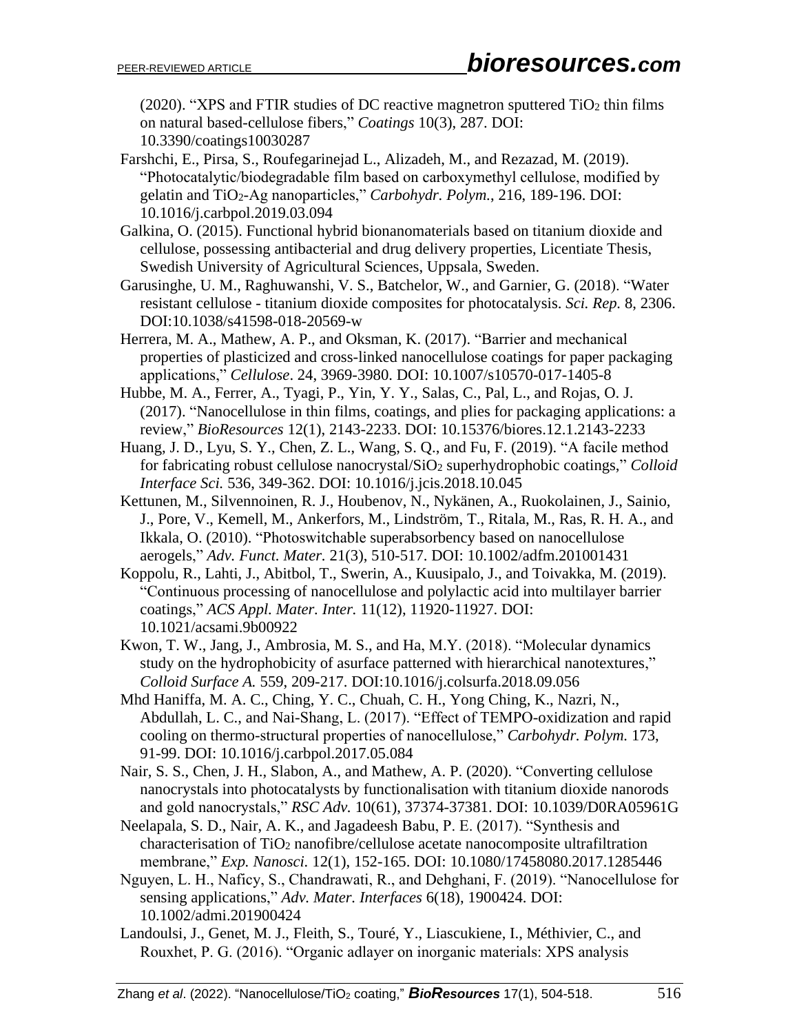(2020). "XPS and FTIR studies of DC reactive magnetron sputtered $TiO_2$ thin films on natural based-cellulose fibers," *Coatings* 10(3), 287. DOI: 10.3390/coatings10030287

Farshchi, E., Pirsa, S., Roufegarinejad L., Alizadeh, M., and Rezazad, M. (2019). "Photocatalytic/biodegradable film based on carboxymethyl cellulose, modified by gelatin and $TiO_2$-Ag nanoparticles," *Carbohydr. Polym.*, 216, 189-196. DOI: 10.1016/j.carbpol.2019.03.094

Galkina, O. (2015). Functional hybrid bionanomaterials based on titanium dioxide and cellulose, possessing antibacterial and drug delivery properties, Licentiate Thesis, Swedish University of Agricultural Sciences, Uppsala, Sweden.

Garusinghe, U. M., Raghuwanshi, V. S., Batchelor, W., and Garnier, G. (2018). "Water resistant cellulose - titanium dioxide composites for photocatalysis. *Sci. Rep.* 8, 2306. DOI:10.1038/s41598-018-20569-w

Herrera, M. A., Mathew, A. P., and Oksman, K. (2017). "Barrier and mechanical properties of plasticized and cross-linked nanocellulose coatings for paper packaging applications," *Cellulose*. 24, 3969-3980. DOI: 10.1007/s10570-017-1405-8

Hubbe, M. A., Ferrer, A., Tyagi, P., Yin, Y. Y., Salas, C., Pal, L., and Rojas, O. J. (2017). "Nanocellulose in thin films, coatings, and plies for packaging applications: a review," *BioResources* 12(1), 2143-2233. DOI: 10.15376/biores.12.1.2143-2233

Huang, J. D., Lyu, S. Y., Chen, Z. L., Wang, S. Q., and Fu, F. (2019). "A facile method for fabricating robust cellulose nanocrystal/$SiO_2$ superhydrophobic coatings," *Colloid Interface Sci.* 536, 349-362. DOI: 10.1016/j.jcis.2018.10.045

Kettunen, M., Silvennoinen, R. J., Houbenov, N., Nykänen, A., Ruokolainen, J., Sainio, J., Pore, V., Kemell, M., Ankerfors, M., Lindström, T., Ritala, M., Ras, R. H. A., and Ikkala, O. (2010). "Photoswitchable superabsorbency based on nanocellulose aerogels," *Adv. Funct. Mater.* 21(3), 510-517. DOI: 10.1002/adfm.201001431

Koppolu, R., Lahti, J., Abitbol, T., Swerin, A., Kuusipalo, J., and Toivakka, M. (2019). "Continuous processing of nanocellulose and polylactic acid into multilayer barrier coatings," *ACS Appl. Mater. Inter.* 11(12), 11920-11927. DOI: 10.1021/acsami.9b00922

Kwon, T. W., Jang, J., Ambrosia, M. S., and Ha, M.Y. (2018). "Molecular dynamics study on the hydrophobicity of asurface patterned with hierarchical nanotextures," *Colloid Surface A.* 559, 209-217. DOI:10.1016/j.colsurfa.2018.09.056

Mhd Haniffa, M. A. C., Ching, Y. C., Chuah, C. H., Yong Ching, K., Nazri, N., Abdullah, L. C., and Nai-Shang, L. (2017). "Effect of TEMPO-oxidization and rapid cooling on thermo-structural properties of nanocellulose," *Carbohydr. Polym.* 173, 91-99. DOI: 10.1016/j.carbpol.2017.05.084

Nair, S. S., Chen, J. H., Slabon, A., and Mathew, A. P. (2020). "Converting cellulose nanocrystals into photocatalysts by functionalisation with titanium dioxide nanorods and gold nanocrystals," *RSC Adv.* 10(61), 37374-37381. DOI: 10.1039/D0RA05961G

Neelapala, S. D., Nair, A. K., and Jagadeesh Babu, P. E. (2017). "Synthesis and characterisation of $TiO_2$ nanofibre/cellulose acetate nanocomposite ultrafiltration membrane," *Exp. Nanosci.* 12(1), 152-165. DOI: 10.1080/17458080.2017.1285446

Nguyen, L. H., Naficy, S., Chandrawati, R., and Dehghani, F. (2019). "Nanocellulose for sensing applications," *Adv. Mater. Interfaces* 6(18), 1900424. DOI: 10.1002/admi.201900424

Landoulsi, J., Genet, M. J., Fleith, S., Touré, Y., Liascukiene, I., Méthivier, C., and Rouxhet, P. G. (2016). "Organic adlayer on inorganic materials: XPS analysis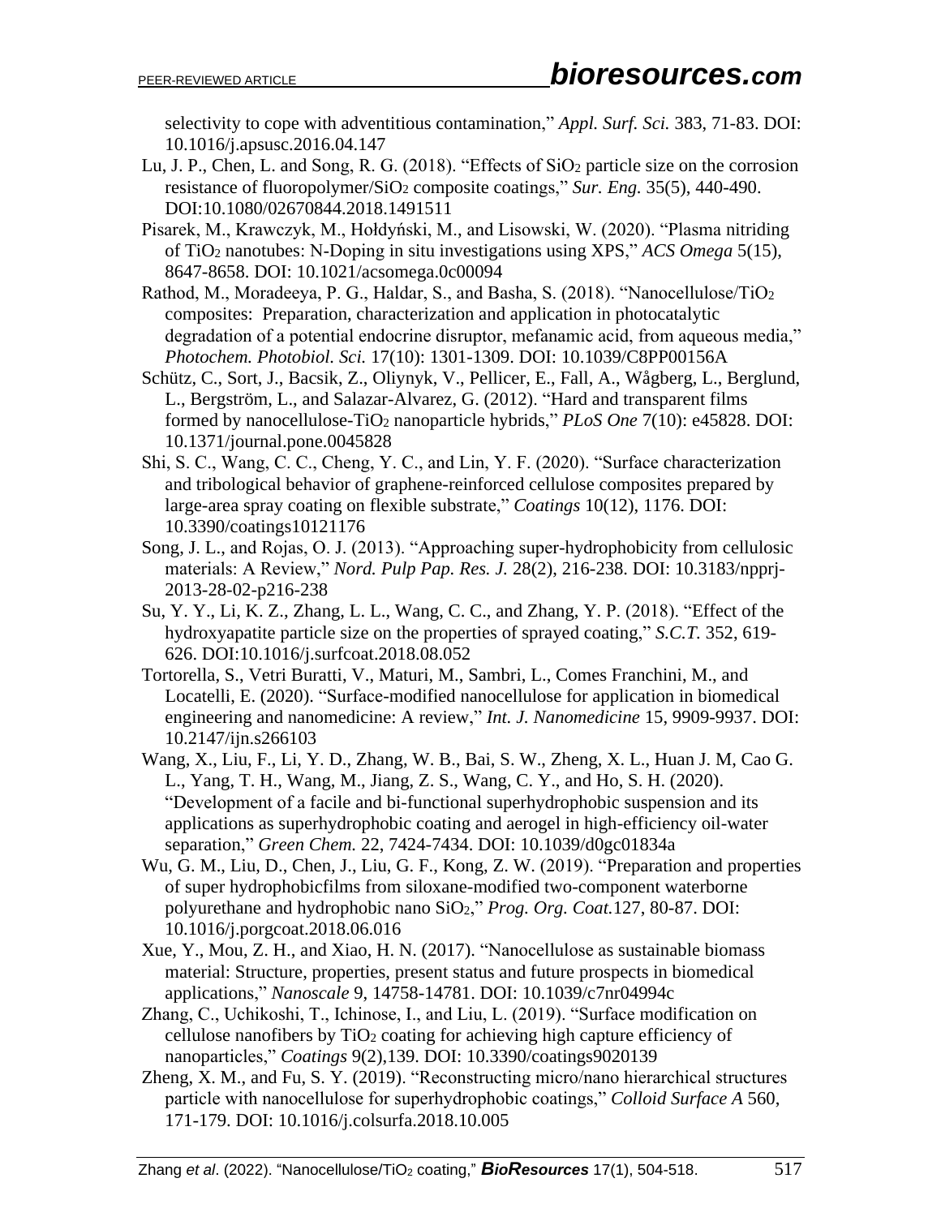selectivity to cope with adventitious contamination," *Appl. Surf. Sci.* 383, 71-83. DOI: 10.1016/j.apsusc.2016.04.147

Lu, J. P., Chen, L. and Song, R. G. (2018). "Effects of $SiO_2$ particle size on the corrosion resistance of fluoropolymer/$SiO_2$ composite coatings," *Sur. Eng.* 35(5), 440-490. DOI:10.1080/02670844.2018.1491511

Pisarek, M., Krawczyk, M., Hołdyński, M., and Lisowski, W. (2020). "Plasma nitriding of $TiO_2$ nanotubes: N-Doping in situ investigations using XPS," *ACS Omega* 5(15), 8647-8658. DOI: 10.1021/acsomega.0c00094

Rathod, M., Moradeeya, P. G., Haldar, S., and Basha, S. (2018). "Nanocellulose/$TiO_2$ composites: Preparation, characterization and application in photocatalytic degradation of a potential endocrine disruptor, mefanamic acid, from aqueous media," *Photochem. Photobiol. Sci.* 17(10): 1301-1309. DOI: 10.1039/C8PP00156A

Schütz, C., Sort, J., Bacsik, Z., Oliynyk, V., Pellicer, E., Fall, A., Wågberg, L., Berglund, L., Bergström, L., and Salazar-Alvarez, G. (2012). "Hard and transparent films formed by nanocellulose-$TiO_2$ nanoparticle hybrids," *PLoS One* 7(10): e45828. DOI: 10.1371/journal.pone.0045828

Shi, S. C., Wang, C. C., Cheng, Y. C., and Lin, Y. F. (2020). "Surface characterization and tribological behavior of graphene-reinforced cellulose composites prepared by large-area spray coating on flexible substrate," *Coatings* 10(12), 1176. DOI: 10.3390/coatings10121176

Song, J. L., and Rojas, O. J. (2013). "Approaching super-hydrophobicity from cellulosic materials: A Review," *Nord. Pulp Pap. Res. J.* 28(2), 216-238. DOI: 10.3183/npprj-2013-28-02-p216-238

Su, Y. Y., Li, K. Z., Zhang, L. L., Wang, C. C., and Zhang, Y. P. (2018). "Effect of the hydroxyapatite particle size on the properties of sprayed coating," *S.C.T.* 352, 619-626. DOI:10.1016/j.surfcoat.2018.08.052

Tortorella, S., Vetri Buratti, V., Maturi, M., Sambri, L., Comes Franchini, M., and Locatelli, E. (2020). "Surface-modified nanocellulose for application in biomedical engineering and nanomedicine: A review," *Int. J. Nanomedicine* 15, 9909-9937. DOI: 10.2147/ijn.s266103

Wang, X., Liu, F., Li, Y. D., Zhang, W. B., Bai, S. W., Zheng, X. L., Huan J. M, Cao G. L., Yang, T. H., Wang, M., Jiang, Z. S., Wang, C. Y., and Ho, S. H. (2020). "Development of a facile and bi-functional superhydrophobic suspension and its applications as superhydrophobic coating and aerogel in high-efficiency oil-water separation," *Green Chem.* 22, 7424-7434. DOI: 10.1039/d0gc01834a

Wu, G. M., Liu, D., Chen, J., Liu, G. F., Kong, Z. W. (2019). "Preparation and properties of super hydrophobicfilms from siloxane-modified two-component waterborne polyurethane and hydrophobic nano $SiO_2$," *Prog. Org. Coat.*127, 80-87. DOI: 10.1016/j.porgcoat.2018.06.016

Xue, Y., Mou, Z. H., and Xiao, H. N. (2017). "Nanocellulose as sustainable biomass material: Structure, properties, present status and future prospects in biomedical applications," *Nanoscale* 9, 14758-14781. DOI: 10.1039/c7nr04994c

Zhang, C., Uchikoshi, T., Ichinose, I., and Liu, L. (2019). "Surface modification on cellulose nanofibers by $TiO_2$ coating for achieving high capture efficiency of nanoparticles," *Coatings* 9(2),139. DOI: 10.3390/coatings9020139

Zheng, X. M., and Fu, S. Y. (2019). "Reconstructing micro/nano hierarchical structures particle with nanocellulose for superhydrophobic coatings," *Colloid Surface A* 560, 171-179. DOI: 10.1016/j.colsurfa.2018.10.005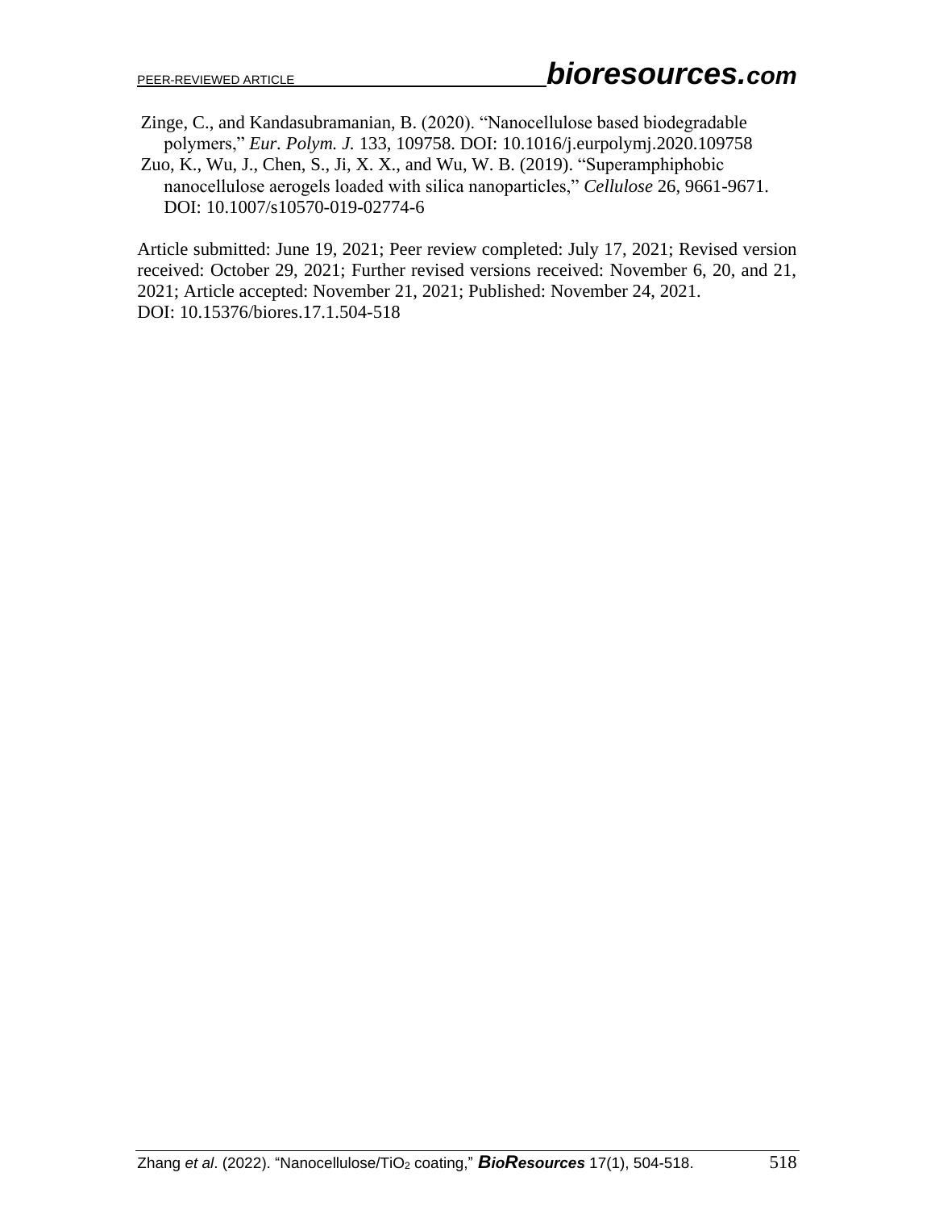Zinge, C., and Kandasubramanian, B. (2020). "Nanocellulose based biodegradable polymers," *Eur. Polym. J.* 133, 109758. DOI: 10.1016/j.eurpolymj.2020.109758

Zuo, K., Wu, J., Chen, S., Ji, X. X., and Wu, W. B. (2019). "Superamphiphobic nanocellulose aerogels loaded with silica nanoparticles," *Cellulose* 26, 9661-9671. DOI: 10.1007/s10570-019-02774-6

Article submitted: June 19, 2021; Peer review completed: July 17, 2021; Revised version received: October 29, 2021; Further revised versions received: November 6, 20, and 21, 2021; Article accepted: November 21, 2021; Published: November 24, 2021.
DOI: 10.15376/biores.17.1.504-518